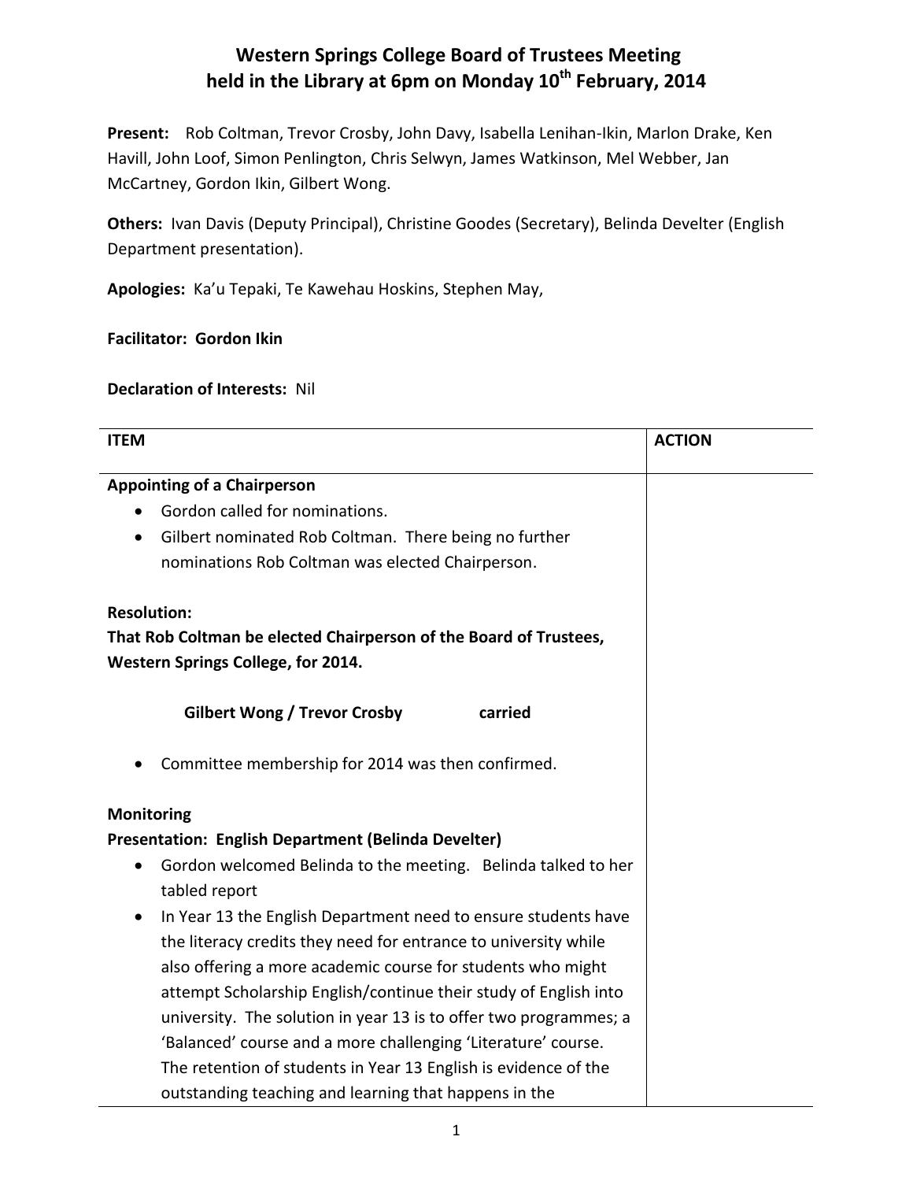# Western Springs College Board of Trustees Meeting held in the Library at 6pm on Monday 10th February, 2014

**Present:** Rob Coltman, Trevor Crosby, John Davy, Isabella Lenihan-Ikin, Marlon Drake, Ken Havill, John Loof, Simon Penlington, Chris Selwyn, James Watkinson, Mel Webber, Jan McCartney, Gordon Ikin, Gilbert Wong.

**Others:** Ivan Davis (Deputy Principal), Christine Goodes (Secretary), Belinda Develter (English Department presentation).

**Apologies:** Ka'u Tepaki, Te Kawehau Hoskins, Stephen May,

**Facilitator: Gordon Ikin**

**Declaration of Interests:** Nil

| ITEM | ACTION |
|---|---|
| **Appointing of a Chairperson**<br>• Gordon called for nominations.<br>• Gilbert nominated Rob Coltman. There being no further nominations Rob Coltman was elected Chairperson.<br><br>**Resolution:**<br>**That Rob Coltman be elected Chairperson of the Board of Trustees, Western Springs College, for 2014.**<br><br>**Gilbert Wong / Trevor Crosby carried**<br><br>• Committee membership for 2014 was then confirmed.<br><br>**Monitoring**<br>**Presentation: English Department (Belinda Develter)**<br>• Gordon welcomed Belinda to the meeting. Belinda talked to her tabled report<br>• In Year 13 the English Department need to ensure students have the literacy credits they need for entrance to university while also offering a more academic course for students who might attempt Scholarship English/continue their study of English into university. The solution in year 13 is to offer two programmes; a 'Balanced' course and a more challenging 'Literature' course. The retention of students in Year 13 English is evidence of the outstanding teaching and learning that happens in the | |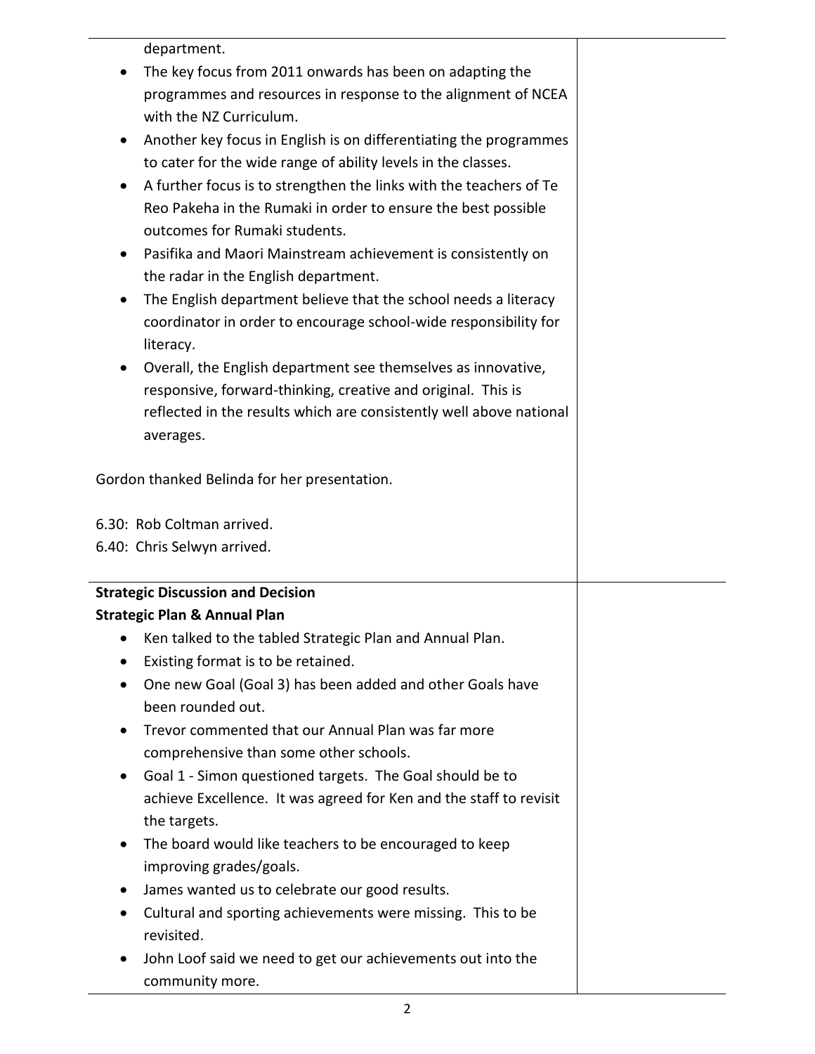department.

- The key focus from 2011 onwards has been on adapting the programmes and resources in response to the alignment of NCEA with the NZ Curriculum.
- Another key focus in English is on differentiating the programmes to cater for the wide range of ability levels in the classes.
- A further focus is to strengthen the links with the teachers of Te Reo Pakeha in the Rumaki in order to ensure the best possible outcomes for Rumaki students.
- Pasifika and Maori Mainstream achievement is consistently on the radar in the English department.
- The English department believe that the school needs a literacy coordinator in order to encourage school-wide responsibility for literacy.
- Overall, the English department see themselves as innovative, responsive, forward-thinking, creative and original. This is reflected in the results which are consistently well above national averages.

Gordon thanked Belinda for her presentation.

6.30: Rob Coltman arrived.
6.40: Chris Selwyn arrived.

**Strategic Discussion and Decision**
**Strategic Plan & Annual Plan**

- Ken talked to the tabled Strategic Plan and Annual Plan.
- Existing format is to be retained.
- One new Goal (Goal 3) has been added and other Goals have been rounded out.
- Trevor commented that our Annual Plan was far more comprehensive than some other schools.
- Goal 1 - Simon questioned targets. The Goal should be to achieve Excellence. It was agreed for Ken and the staff to revisit the targets.
- The board would like teachers to be encouraged to keep improving grades/goals.
- James wanted us to celebrate our good results.
- Cultural and sporting achievements were missing. This to be revisited.
- John Loof said we need to get our achievements out into the community more.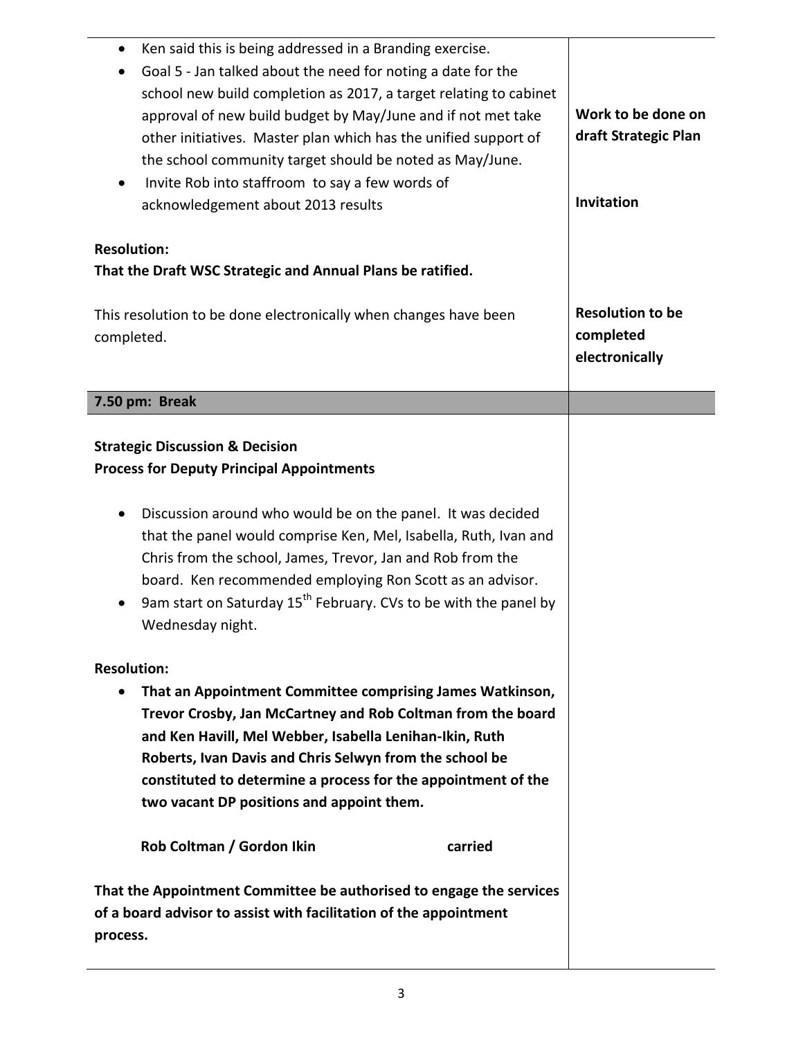| | |
|---|---|
| • Ken said this is being addressed in a Branding exercise.<br>• Goal 5 - Jan talked about the need for noting a date for the school new build completion as 2017, a target relating to cabinet approval of new build budget by May/June and if not met take other initiatives. Master plan which has the unified support of the school community target should be noted as May/June.<br>• Invite Rob into staffroom to say a few words of acknowledgement about 2013 results<br><br>**Resolution:**<br>**That the Draft WSC Strategic and Annual Plans be ratified.**<br><br>This resolution to be done electronically when changes have been completed. | **Work to be done on draft Strategic Plan**<br><br>**Invitation**<br><br>**Resolution to be completed electronically** |
| **7.50 pm: Break** | |
| **Strategic Discussion & Decision**<br>**Process for Deputy Principal Appointments**<br><br>• Discussion around who would be on the panel. It was decided that the panel would comprise Ken, Mel, Isabella, Ruth, Ivan and Chris from the school, James, Trevor, Jan and Rob from the board. Ken recommended employing Ron Scott as an advisor.<br>• 9am start on Saturday 15th February. CVs to be with the panel by Wednesday night.<br><br>**Resolution:**<br>• **That an Appointment Committee comprising James Watkinson, Trevor Crosby, Jan McCartney and Rob Coltman from the board and Ken Havill, Mel Webber, Isabella Lenihan-Ikin, Ruth Roberts, Ivan Davis and Chris Selwyn from the school be constituted to determine a process for the appointment of the two vacant DP positions and appoint them.**<br><br>**Rob Coltman / Gordon Ikin** **carried**<br><br>**That the Appointment Committee be authorised to engage the services of a board advisor to assist with facilitation of the appointment process.** | |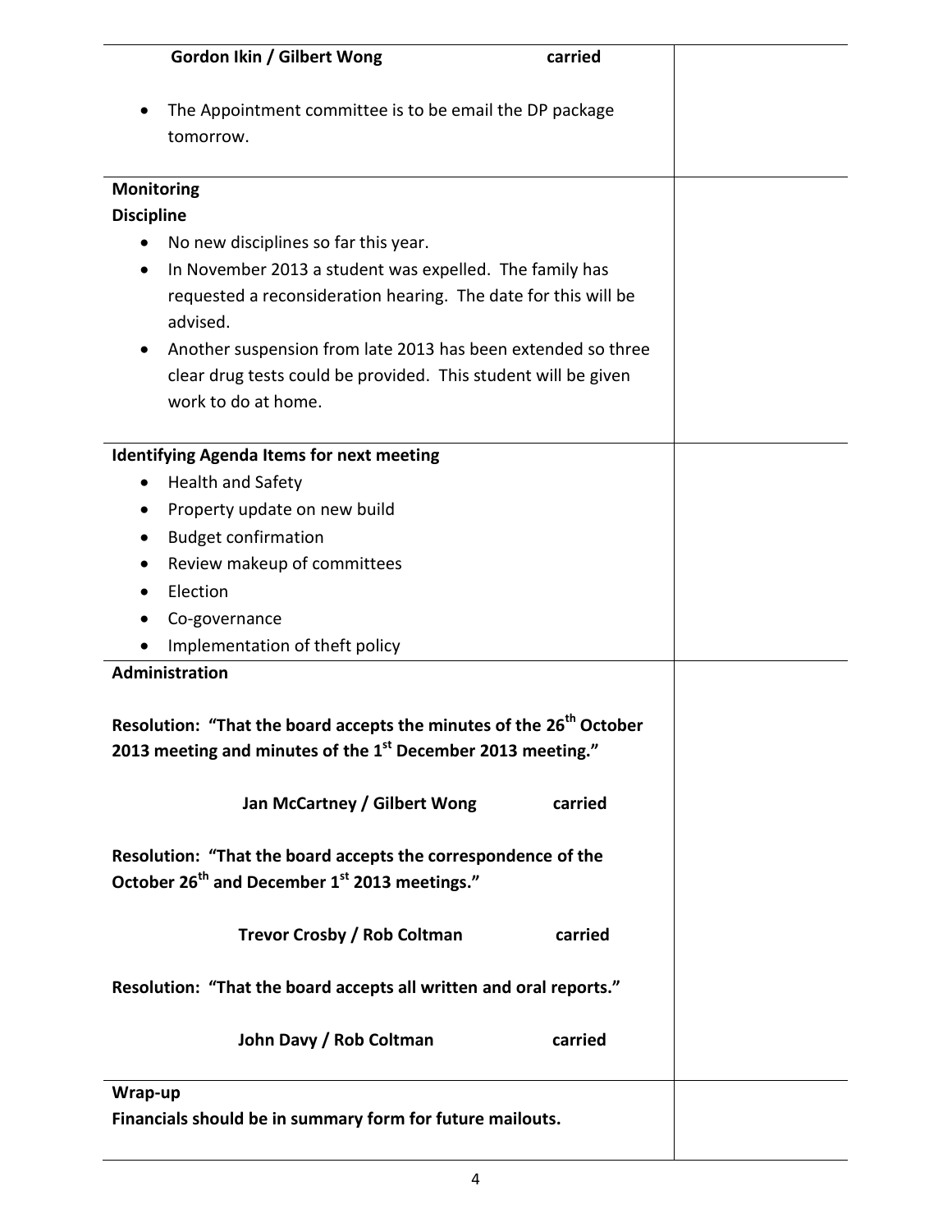**Gordon Ikin / Gilbert Wong** **carried**

- The Appointment committee is to be email the DP package tomorrow.

**Monitoring**

**Discipline**

- No new disciplines so far this year.
- In November 2013 a student was expelled. The family has requested a reconsideration hearing. The date for this will be advised.
- Another suspension from late 2013 has been extended so three clear drug tests could be provided. This student will be given work to do at home.

**Identifying Agenda Items for next meeting**

- Health and Safety
- Property update on new build
- Budget confirmation
- Review makeup of committees
- Election
- Co-governance
- Implementation of theft policy

**Administration**

**Resolution: "That the board accepts the minutes of the 26th October 2013 meeting and minutes of the 1st December 2013 meeting."**

**Jan McCartney / Gilbert Wong** **carried**

**Resolution: "That the board accepts the correspondence of the October 26th and December 1st 2013 meetings."**

**Trevor Crosby / Rob Coltman** **carried**

**Resolution: "That the board accepts all written and oral reports."**

**John Davy / Rob Coltman** **carried**

**Wrap-up**

**Financials should be in summary form for future mailouts.**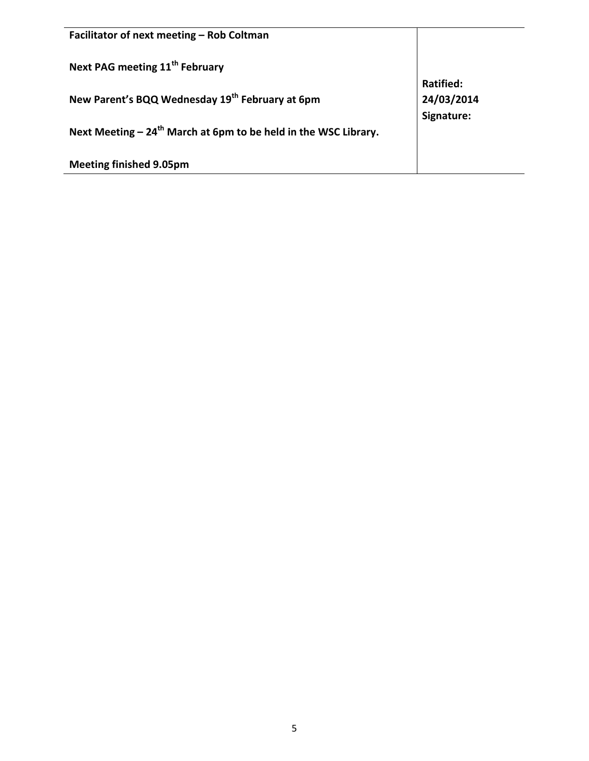| | |
|---|---|
| **Facilitator of next meeting – Rob Coltman**<br><br>**Next PAG meeting 11th February**<br><br>**New Parent's BQQ Wednesday 19th February at 6pm**<br><br>**Next Meeting – 24th March at 6pm to be held in the WSC Library.**<br><br>**Meeting finished 9.05pm** | **Ratified:**<br>**24/03/2014**<br>**Signature:** |